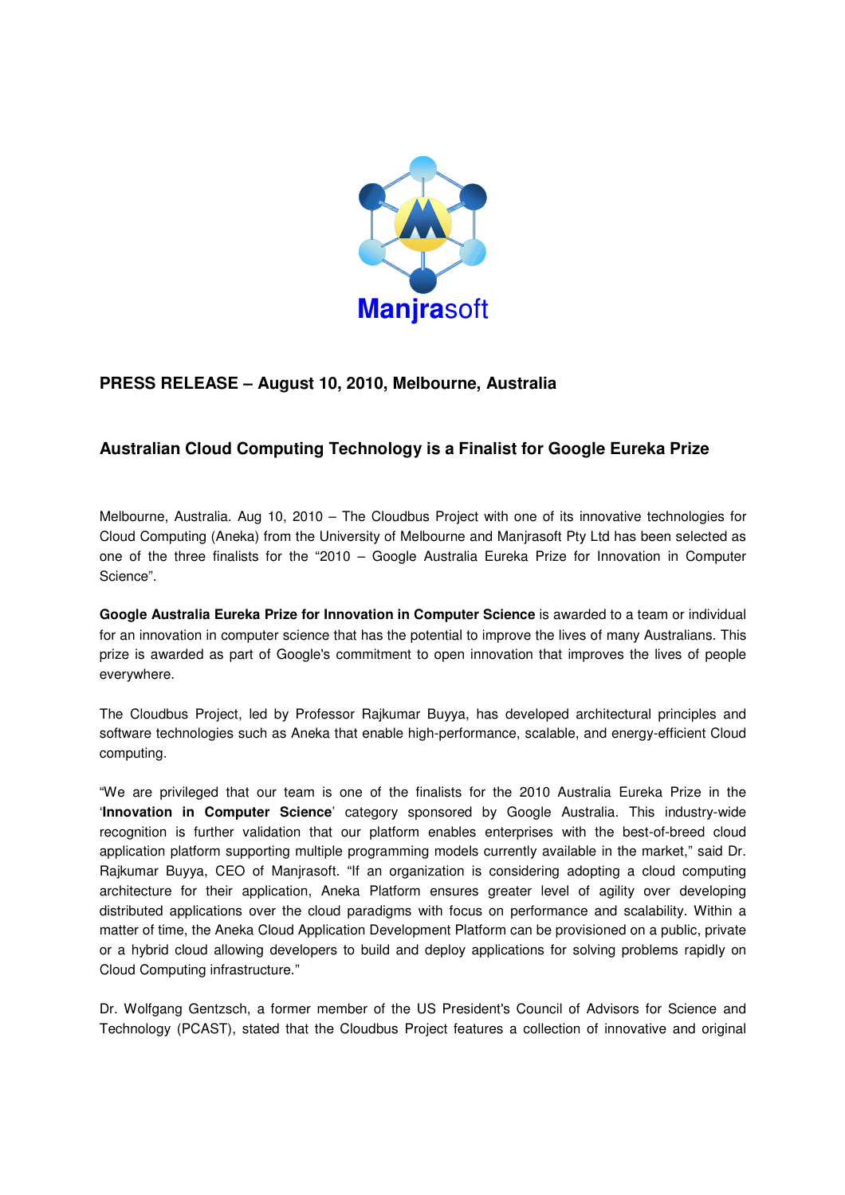Manjrasoft

**PRESS RELEASE – August 10, 2010, Melbourne, Australia**

## Australian Cloud Computing Technology is a Finalist for Google Eureka Prize

Melbourne, Australia. Aug 10, 2010 – The Cloudbus Project with one of its innovative technologies for Cloud Computing (Aneka) from the University of Melbourne and Manjrasoft Pty Ltd has been selected as one of the three finalists for the "2010 – Google Australia Eureka Prize for Innovation in Computer Science".

**Google Australia Eureka Prize for Innovation in Computer Science** is awarded to a team or individual for an innovation in computer science that has the potential to improve the lives of many Australians. This prize is awarded as part of Google's commitment to open innovation that improves the lives of people everywhere.

The Cloudbus Project, led by Professor Rajkumar Buyya, has developed architectural principles and software technologies such as Aneka that enable high-performance, scalable, and energy-efficient Cloud computing.

"We are privileged that our team is one of the finalists for the 2010 Australia Eureka Prize in the '**Innovation in Computer Science**' category sponsored by Google Australia. This industry-wide recognition is further validation that our platform enables enterprises with the best-of-breed cloud application platform supporting multiple programming models currently available in the market," said Dr. Rajkumar Buyya, CEO of Manjrasoft. "If an organization is considering adopting a cloud computing architecture for their application, Aneka Platform ensures greater level of agility over developing distributed applications over the cloud paradigms with focus on performance and scalability. Within a matter of time, the Aneka Cloud Application Development Platform can be provisioned on a public, private or a hybrid cloud allowing developers to build and deploy applications for solving problems rapidly on Cloud Computing infrastructure."

Dr. Wolfgang Gentzsch, a former member of the US President's Council of Advisors for Science and Technology (PCAST), stated that the Cloudbus Project features a collection of innovative and original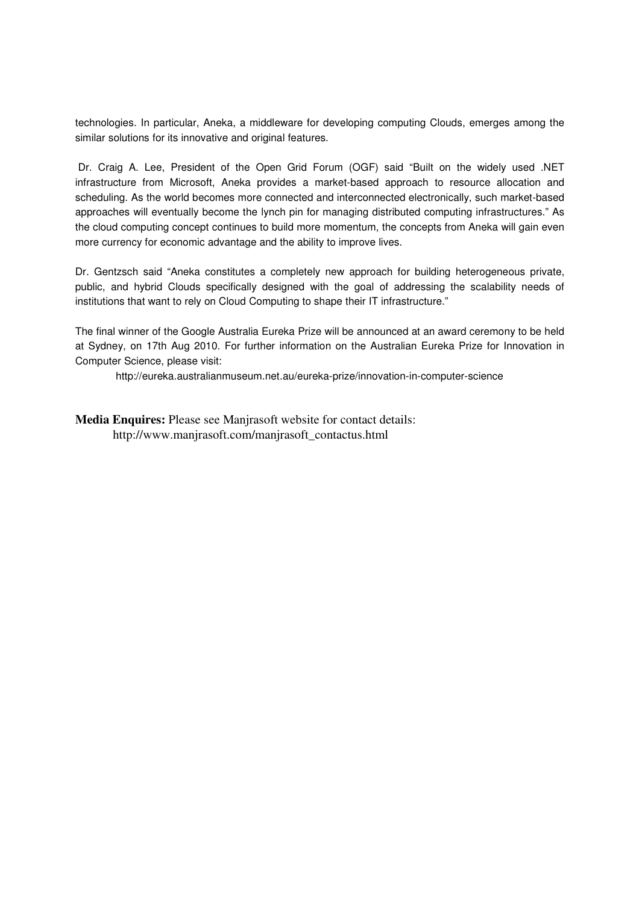technologies. In particular, Aneka, a middleware for developing computing Clouds, emerges among the similar solutions for its innovative and original features.

Dr. Craig A. Lee, President of the Open Grid Forum (OGF) said "Built on the widely used .NET infrastructure from Microsoft, Aneka provides a market-based approach to resource allocation and scheduling. As the world becomes more connected and interconnected electronically, such market-based approaches will eventually become the lynch pin for managing distributed computing infrastructures." As the cloud computing concept continues to build more momentum, the concepts from Aneka will gain even more currency for economic advantage and the ability to improve lives.

Dr. Gentzsch said "Aneka constitutes a completely new approach for building heterogeneous private, public, and hybrid Clouds specifically designed with the goal of addressing the scalability needs of institutions that want to rely on Cloud Computing to shape their IT infrastructure."

The final winner of the Google Australia Eureka Prize will be announced at an award ceremony to be held at Sydney, on 17th Aug 2010. For further information on the Australian Eureka Prize for Innovation in Computer Science, please visit:

http://eureka.australianmuseum.net.au/eureka-prize/innovation-in-computer-science

**Media Enquires:** Please see Manjrasoft website for contact details:
http://www.manjrasoft.com/manjrasoft_contactus.html